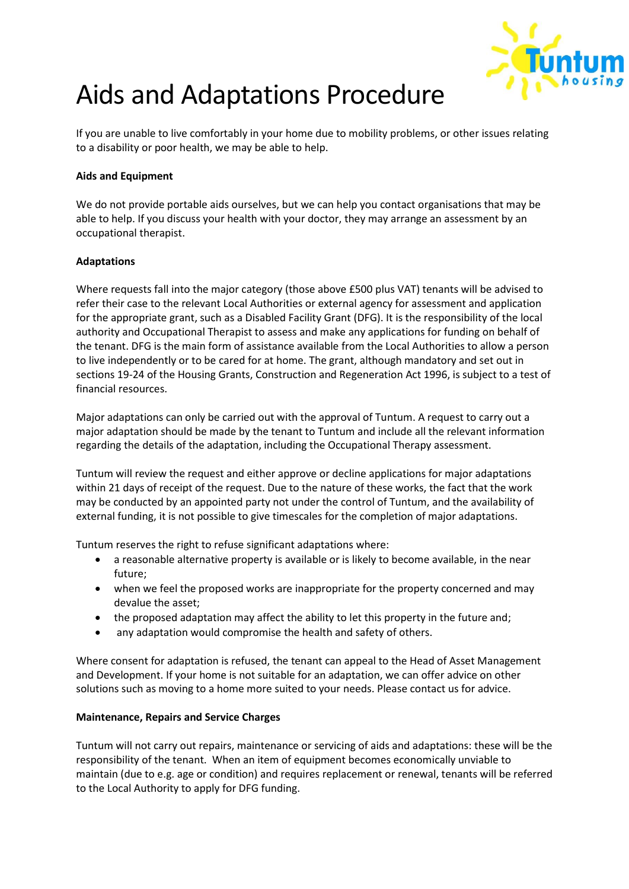# Aids and Adaptations Procedure

If you are unable to live comfortably in your home due to mobility problems, or other issues relating to a disability or poor health, we may be able to help.

**Aids and Equipment**

We do not provide portable aids ourselves, but we can help you contact organisations that may be able to help. If you discuss your health with your doctor, they may arrange an assessment by an occupational therapist.

**Adaptations**

Where requests fall into the major category (those above £500 plus VAT) tenants will be advised to refer their case to the relevant Local Authorities or external agency for assessment and application for the appropriate grant, such as a Disabled Facility Grant (DFG). It is the responsibility of the local authority and Occupational Therapist to assess and make any applications for funding on behalf of the tenant. DFG is the main form of assistance available from the Local Authorities to allow a person to live independently or to be cared for at home. The grant, although mandatory and set out in sections 19-24 of the Housing Grants, Construction and Regeneration Act 1996, is subject to a test of financial resources.

Major adaptations can only be carried out with the approval of Tuntum. A request to carry out a major adaptation should be made by the tenant to Tuntum and include all the relevant information regarding the details of the adaptation, including the Occupational Therapy assessment.

Tuntum will review the request and either approve or decline applications for major adaptations within 21 days of receipt of the request. Due to the nature of these works, the fact that the work may be conducted by an appointed party not under the control of Tuntum, and the availability of external funding, it is not possible to give timescales for the completion of major adaptations.

Tuntum reserves the right to refuse significant adaptations where:

- a reasonable alternative property is available or is likely to become available, in the near future;
- when we feel the proposed works are inappropriate for the property concerned and may devalue the asset;
- the proposed adaptation may affect the ability to let this property in the future and;
- any adaptation would compromise the health and safety of others.

Where consent for adaptation is refused, the tenant can appeal to the Head of Asset Management and Development. If your home is not suitable for an adaptation, we can offer advice on other solutions such as moving to a home more suited to your needs. Please contact us for advice.

**Maintenance, Repairs and Service Charges**

Tuntum will not carry out repairs, maintenance or servicing of aids and adaptations: these will be the responsibility of the tenant. When an item of equipment becomes economically unviable to maintain (due to e.g. age or condition) and requires replacement or renewal, tenants will be referred to the Local Authority to apply for DFG funding.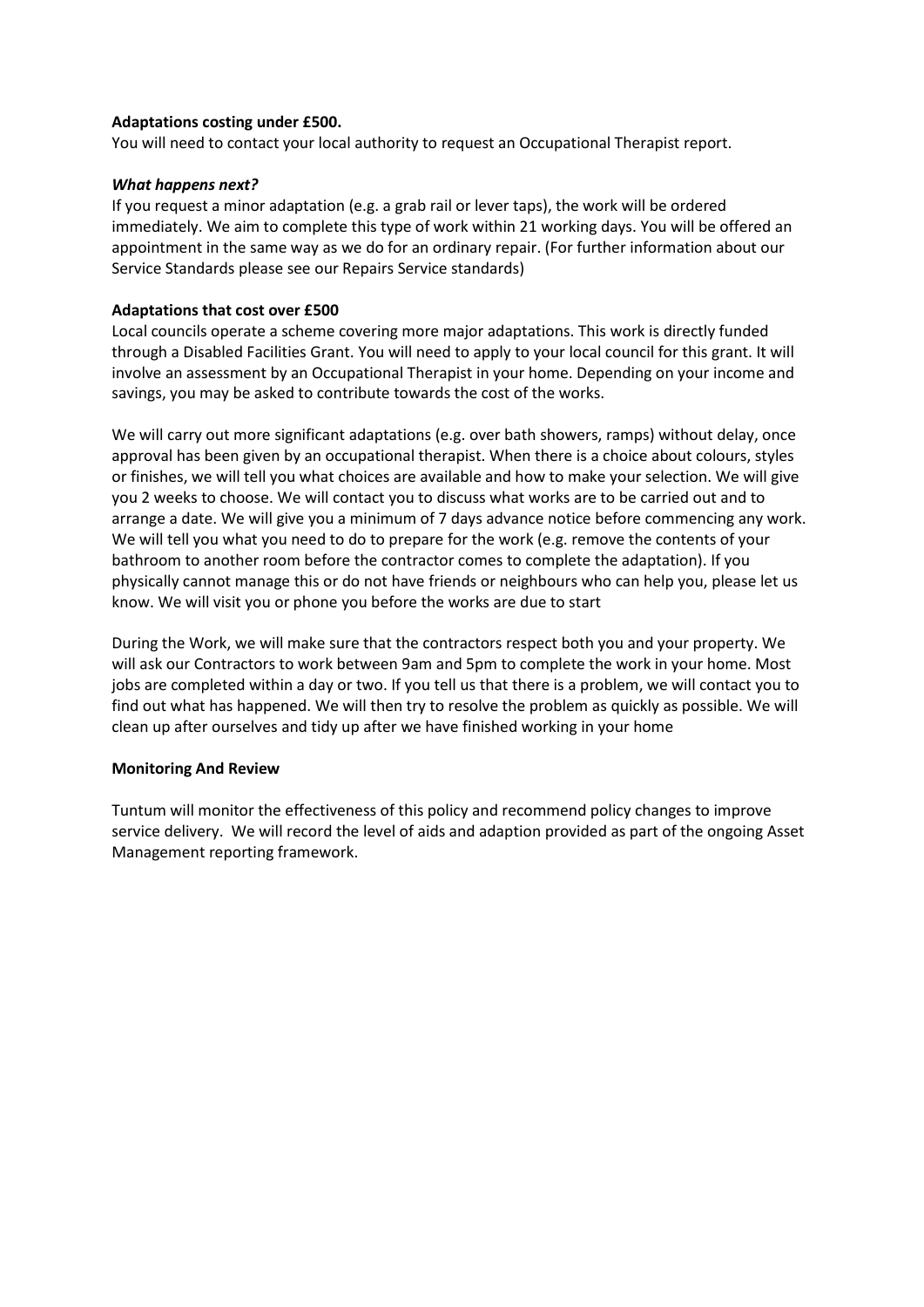**Adaptations costing under £500.**

You will need to contact your local authority to request an Occupational Therapist report.

***What happens next?***

If you request a minor adaptation (e.g. a grab rail or lever taps), the work will be ordered immediately. We aim to complete this type of work within 21 working days. You will be offered an appointment in the same way as we do for an ordinary repair. (For further information about our Service Standards please see our Repairs Service standards)

**Adaptations that cost over £500**

Local councils operate a scheme covering more major adaptations. This work is directly funded through a Disabled Facilities Grant. You will need to apply to your local council for this grant. It will involve an assessment by an Occupational Therapist in your home. Depending on your income and savings, you may be asked to contribute towards the cost of the works.

We will carry out more significant adaptations (e.g. over bath showers, ramps) without delay, once approval has been given by an occupational therapist. When there is a choice about colours, styles or finishes, we will tell you what choices are available and how to make your selection. We will give you 2 weeks to choose. We will contact you to discuss what works are to be carried out and to arrange a date. We will give you a minimum of 7 days advance notice before commencing any work. We will tell you what you need to do to prepare for the work (e.g. remove the contents of your bathroom to another room before the contractor comes to complete the adaptation). If you physically cannot manage this or do not have friends or neighbours who can help you, please let us know. We will visit you or phone you before the works are due to start

During the Work, we will make sure that the contractors respect both you and your property. We will ask our Contractors to work between 9am and 5pm to complete the work in your home. Most jobs are completed within a day or two. If you tell us that there is a problem, we will contact you to find out what has happened. We will then try to resolve the problem as quickly as possible. We will clean up after ourselves and tidy up after we have finished working in your home

**Monitoring And Review**

Tuntum will monitor the effectiveness of this policy and recommend policy changes to improve service delivery. We will record the level of aids and adaption provided as part of the ongoing Asset Management reporting framework.